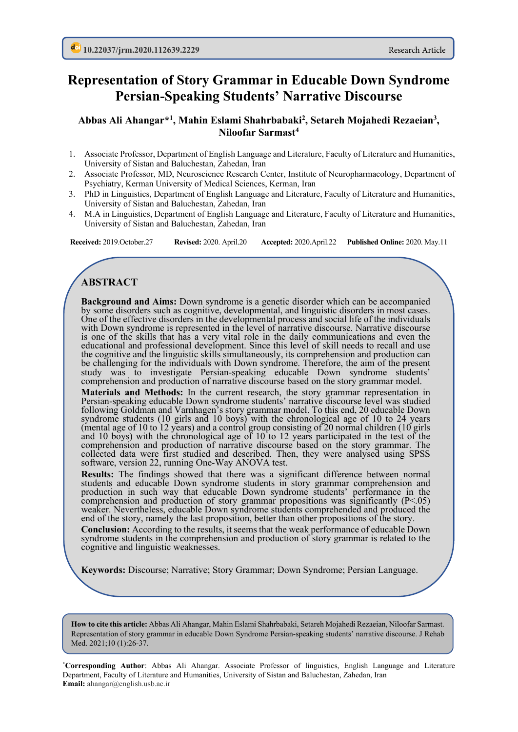10.22037/jrm.2020.112639.2229 Research Article

# Representation of Story Grammar in Educable Down Syndrome Persian-Speaking Students' Narrative Discourse

**Abbas Ali Ahangar*[1], Mahin Eslami Shahrbabaki[2], Setareh Mojahedi Rezaeian[3], Niloofar Sarmast[4]**

1. Associate Professor, Department of English Language and Literature, Faculty of Literature and Humanities, University of Sistan and Baluchestan, Zahedan, Iran
2. Associate Professor, MD, Neuroscience Research Center, Institute of Neuropharmacology, Department of Psychiatry, Kerman University of Medical Sciences, Kerman, Iran
3. PhD in Linguistics, Department of English Language and Literature, Faculty of Literature and Humanities, University of Sistan and Baluchestan, Zahedan, Iran
4. M.A in Linguistics, Department of English Language and Literature, Faculty of Literature and Humanities, University of Sistan and Baluchestan, Zahedan, Iran

**Received:** 2019.October.27 **Revised:** 2020. April.20 **Accepted:** 2020.April.22 **Published Online:** 2020. May.11

## ABSTRACT

**Background and Aims:** Down syndrome is a genetic disorder which can be accompanied by some disorders such as cognitive, developmental, and linguistic disorders in most cases. One of the effective disorders in the developmental process and social life of the individuals with Down syndrome is represented in the level of narrative discourse. Narrative discourse is one of the skills that has a very vital role in the daily communications and even the educational and professional development. Since this level of skill needs to recall and use the cognitive and the linguistic skills simultaneously, its comprehension and production can be challenging for the individuals with Down syndrome. Therefore, the aim of the present study was to investigate Persian-speaking educable Down syndrome students' comprehension and production of narrative discourse based on the story grammar model.

**Materials and Methods:** In the current research, the story grammar representation in Persian-speaking educable Down syndrome students' narrative discourse level was studied following Goldman and Varnhagen's story grammar model. To this end, 20 educable Down syndrome students (10 girls and 10 boys) with the chronological age of 10 to 24 years (mental age of 10 to 12 years) and a control group consisting of 20 normal children (10 girls and 10 boys) with the chronological age of 10 to 12 years participated in the test of the comprehension and production of narrative discourse based on the story grammar. The collected data were first studied and described. Then, they were analysed using SPSS software, version 22, running One-Way ANOVA test.

**Results:** The findings showed that there was a significant difference between normal students and educable Down syndrome students in story grammar comprehension and production in such way that educable Down syndrome students' performance in the comprehension and production of story grammar propositions was significantly ($P<.05$) weaker. Nevertheless, educable Down syndrome students comprehended and produced the end of the story, namely the last proposition, better than other propositions of the story.

**Conclusion:** According to the results, it seems that the weak performance of educable Down syndrome students in the comprehension and production of story grammar is related to the cognitive and linguistic weaknesses.

**Keywords:** Discourse; Narrative; Story Grammar; Down Syndrome; Persian Language.

**How to cite this article:** Abbas Ali Ahangar, Mahin Eslami Shahrbabaki, Setareh Mojahedi Rezaeian, Niloofar Sarmast. Representation of story grammar in educable Down Syndrome Persian-speaking students' narrative discourse. J Rehab Med. 2021;10 (1):26-37.

*__Corresponding Author__: Abbas Ali Ahangar. Associate Professor of linguistics, English Language and Literature Department, Faculty of Literature and Humanities, University of Sistan and Baluchestan, Zahedan, Iran
**Email:** ahangar@english.usb.ac.ir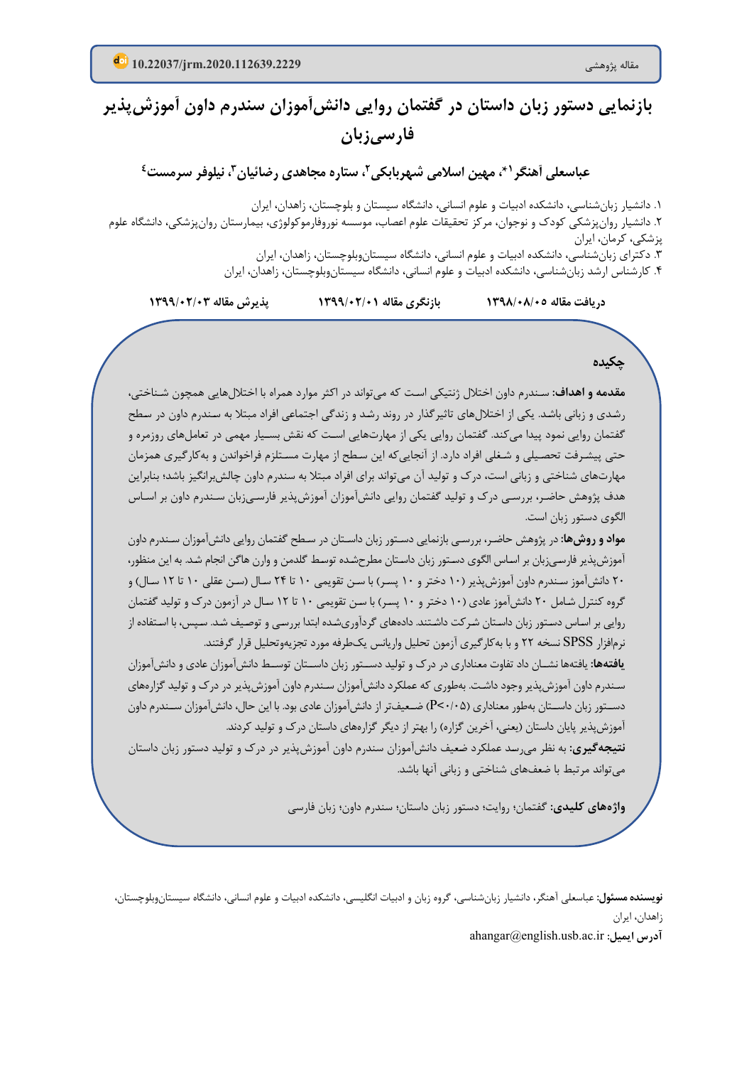10.22037/jrm.2020.112639.2229

مقاله پژوهشی

# بازنمایی دستور زبان داستان در گفتمان روایی دانش‌آموزان سندرم داون آموزش‌پذیر فارسی‌زبان

**عباسعلی آهنگر[1*]، مهین اسلامی شهربابکی[2]، ستاره مجاهدی رضائیان[3]، نیلوفر سرمست[4]**

۱. دانشیار زبان‌شناسی، دانشکده ادبیات و علوم انسانی، دانشگاه سیستان و بلوچستان، زاهدان، ایران

۲. دانشیار روان‌پزشکی کودک و نوجوان، مرکز تحقیقات علوم اعصاب، موسسه نوروفارموکولوژی، بیمارستان روان‌پزشکی، دانشگاه علوم پزشکی، کرمان، ایران

۳. دکترای زبان‌شناسی، دانشکده ادبیات و علوم انسانی، دانشگاه سیستان‌وبلوچستان، زاهدان، ایران

۴. کارشناس ارشد زبان‌شناسی، دانشکده ادبیات و علوم انسانی، دانشگاه سیستان‌وبلوچستان، زاهدان، ایران

**دریافت مقاله ۱۳۹۸/۰۸/۰۵** **بازنگری مقاله ۱۳۹۹/۰۲/۰۱** **پذیرش مقاله ۱۳۹۹/۰۲/۰۳**

## چکیده

**مقدمه و اهداف:** سندرم داون اختلال ژنتیکی است که می‌تواند در اکثر موارد همراه با اختلال‌هایی همچون شناختی، رشدی و زبانی باشد. یکی از اختلال‌های تاثیرگذار در روند رشد و زندگی اجتماعی افراد مبتلا به سندرم داون در سطح گفتمان روایی نمود پیدا می‌کند. گفتمان روایی یکی از مهارت‌هایی است که نقش بسیار مهمی در تعامل‌های روزمره و حتی پیشرفت تحصیلی و شغلی افراد دارد. از آنجایی‌که این سطح از مهارت مستلزم فراخواندن و به‌کارگیری همزمان مهارت‌های شناختی و زبانی است، درک و تولید آن می‌تواند برای افراد مبتلا به سندرم داون چالش‌برانگیز باشد؛ بنابراین هدف پژوهش حاضر، بررسی درک و تولید گفتمان روایی دانش‌آموزان آموزش‌پذیر فارسی‌زبان سندرم داون بر اساس الگوی دستور زبان است.

**مواد و روش‌ها:** در پژوهش حاضر، بررسی بازنمایی دستور زبان داستان در سطح گفتمان روایی دانش‌آموزان سندرم داون آموزش‌پذیر فارسی‌زبان بر اساس الگوی دستور زبان داستان مطرح‌شده توسط گلدمن و وارن هاگن انجام شد. به این منظور، ۲۰ دانش‌آموز سندرم داون آموزش‌پذیر (۱۰ دختر و ۱۰ پسر) با سن تقویمی ۱۰ تا ۲۴ سال (سن عقلی ۱۰ تا ۱۲ سال) و گروه کنترل شامل ۲۰ دانش‌آموز عادی (۱۰ دختر و ۱۰ پسر) با سن تقویمی ۱۰ تا ۱۲ سال در آزمون درک و تولید گفتمان روایی بر اساس دستور زبان داستان شرکت داشتند. داده‌های گردآوری‌شده ابتدا بررسی و توصیف شد. سپس، با استفاده از نرم‌افزار SPSS نسخه ۲۲ و با به‌کارگیری آزمون تحلیل واریانس یک‌طرفه مورد تجزیه‌وتحلیل قرار گرفتند.

**یافته‌ها:** یافته‌ها نشان داد تفاوت معناداری در درک و تولید دستور زبان داستان توسط دانش‌آموزان عادی و دانش‌آموزان سندرم داون آموزش‌پذیر وجود داشت. به‌طوری که عملکرد دانش‌آموزان سندرم داون آموزش‌پذیر در درک و تولید گزاره‌های دستور زبان داستان به‌طور معناداری ($P<0.05$) ضعیف‌تر از دانش‌آموزان عادی بود. با این حال، دانش‌آموزان سندرم داون آموزش‌پذیر پایان داستان (یعنی، آخرین گزاره) را بهتر از دیگر گزاره‌های داستان درک و تولید کردند.

**نتیجه‌گیری:** به نظر می‌رسد عملکرد ضعیف دانش‌آموزان سندرم داون آموزش‌پذیر در درک و تولید دستور زبان داستان می‌تواند مرتبط با ضعف‌های شناختی و زبانی آنها باشد.

**واژه‌های کلیدی:** گفتمان؛ روایت؛ دستور زبان داستان؛ سندرم داون؛ زبان فارسی

**نویسنده مسئول:** عباسعلی آهنگر، دانشیار زبان‌شناسی، گروه زبان و ادبیات انگلیسی، دانشکده ادبیات و علوم انسانی، دانشگاه سیستان‌وبلوچستان، زاهدان، ایران

**آدرس ایمیل:** ahangar@english.usb.ac.ir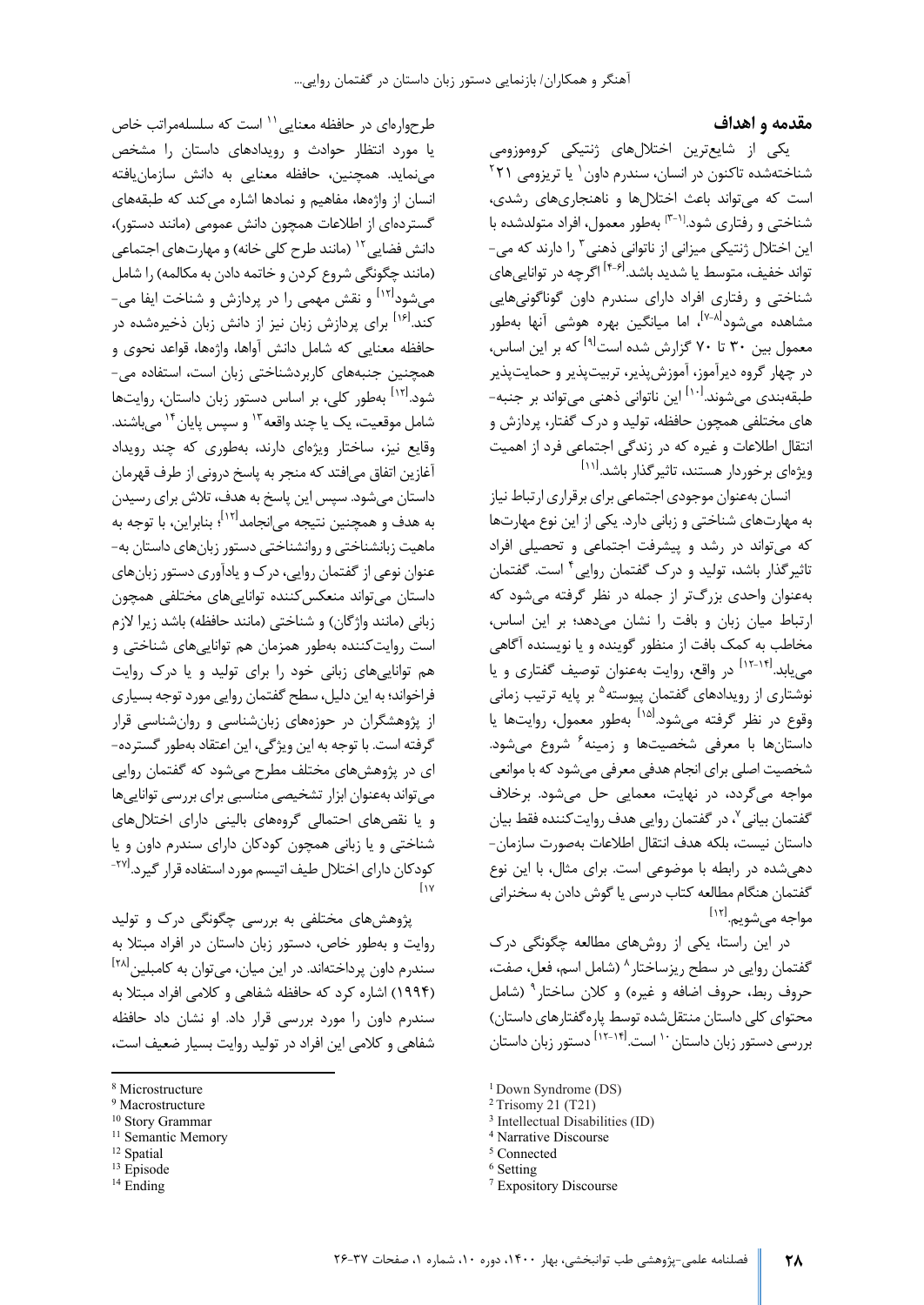## مقدمه و اهداف

یکی از شایع‌ترین اختلال‌های ژنتیکی کروموزومی شناخته‌شده تاکنون در انسان، سندرم داون[1] یا تریزومی ۲۱[2] است که می‌تواند باعث اختلال‌ها و ناهنجاری‌های رشدی، شناختی و رفتاری شود.[۱-۳] به‌طور معمول، افراد متولدشده با این اختلال ژنتیکی میزانی از ناتوانی ذهنی[3] را دارند که می‌تواند خفیف، متوسط یا شدید باشد.[۴-۶] اگرچه در توانایی‌های شناختی و رفتاری افراد دارای سندرم داون گوناگونی‌هایی مشاهده می‌شود[۷-۸]، اما میانگین بهره هوشی آنها به‌طور معمول بین ۳۰ تا ۷۰ گزارش شده است[۹] که بر این اساس، در چهار گروه دیرآموز، آموزش‌پذیر، تربیت‌پذیر و حمایت‌پذیر طبقه‌بندی می‌شوند.[۱۰] این ناتوانی ذهنی می‌تواند بر جنبه‌های مختلفی همچون حافظه، تولید و درک گفتار، پردازش و انتقال اطلاعات و غیره که در زندگی اجتماعی فرد از اهمیت ویژه‌ای برخوردار هستند، تاثیرگذار باشد.[۱۱]

انسان به‌عنوان موجودی اجتماعی برای برقراری ارتباط نیاز به مهارت‌های شناختی و زبانی دارد. یکی از این نوع مهارت‌ها که می‌تواند در رشد و پیشرفت اجتماعی و تحصیلی افراد تاثیرگذار باشد، تولید و درک گفتمان روایی[4] است. گفتمان به‌عنوان واحدی بزرگ‌تر از جمله در نظر گرفته می‌شود که ارتباط میان زبان و بافت را نشان می‌دهد؛ بر این اساس، مخاطب به کمک بافت از منظور گوینده و یا نویسنده آگاهی می‌یابد.[۱۲-۱۴] در واقع، روایت به‌عنوان توصیف گفتاری و یا نوشتاری از رویدادهای گفتمان پیوسته[5] بر پایه ترتیب زمانی وقوع در نظر گرفته می‌شود.[۱۵] به‌طور معمول، روایت‌ها یا داستان‌ها با معرفی شخصیت‌ها و زمینه[6] شروع می‌شود. شخصیت اصلی برای انجام هدفی معرفی می‌شود که با موانعی مواجه می‌گردد، در نهایت، معمایی حل می‌شود. برخلاف گفتمان بیانی[7]، در گفتمان روایی هدف روایت‌کننده فقط بیان داستان نیست، بلکه هدف انتقال اطلاعات به‌صورت سازمان‌دهی‌شده در رابطه با موضوعی است. برای مثال، با این نوع گفتمان هنگام مطالعه کتاب درسی یا گوش دادن به سخنرانی مواجه می‌شویم.[۱۲]

در این راستا، یکی از روش‌های مطالعه چگونگی درک گفتمان روایی در سطح ریزساختار[8] (شامل اسم، فعل، صفت، حروف ربط، حروف اضافه و غیره) و کلان ساختار[9] (شامل محتوای کلی داستان منتقل‌شده توسط پاره‌گفتارهای داستان) بررسی دستور زبان داستان[10] است.[۱۲-۱۴] دستور زبان داستان طرح‌واره‌ای در حافظه معنایی[11] است که سلسله‌مراتب خاص یا مورد انتظار حوادث و رویدادهای داستان را مشخص می‌نماید. همچنین، حافظه معنایی به دانش سازمان‌یافته انسان از واژه‌ها، مفاهیم و نمادها اشاره می‌کند که طبقه‌های گسترده‌ای از اطلاعات همچون دانش عمومی (مانند دستور)، دانش فضایی[12] (مانند طرح کلی خانه) و مهارت‌های اجتماعی (مانند چگونگی شروع کردن و خاتمه دادن به مکالمه) را شامل می‌شود[۱۲] و نقش مهمی را در پردازش و شناخت ایفا می‌کند.[۱۶] برای پردازش زبان نیز از دانش زبان ذخیره‌شده در حافظه معنایی که شامل دانش آواها، واژه‌ها، قواعد نحوی و همچنین جنبه‌های کاربردشناختی زبان است، استفاده می‌شود.[۱۲] به‌طور کلی، بر اساس دستور زبان داستان، روایت‌ها شامل موقعیت، یک یا چند واقعه[13] و سپس پایان[14] می‌باشند. وقایع نیز، ساختار ویژه‌ای دارند، به‌طوری که چند رویداد آغازین اتفاق می‌افتد که منجر به پاسخ درونی از طرف قهرمان داستان می‌شود. سپس این پاسخ به هدف، تلاش برای رسیدن به هدف و همچنین نتیجه می‌انجامد[۱۲]؛ بنابراین، با توجه به ماهیت زبانشناختی و روانشناختی دستور زبان‌های داستان به‌عنوان نوعی از گفتمان روایی، درک و یادآوری دستور زبان‌های داستان می‌تواند منعکس‌کننده توانایی‌های مختلفی همچون زبانی (مانند واژگان) و شناختی (مانند حافظه) باشد زیرا لازم است روایت‌کننده به‌طور همزمان هم توانایی‌های شناختی و هم توانایی‌های زبانی خود را برای تولید و یا درک روایت فراخواند؛ به این دلیل، سطح گفتمان روایی مورد توجه بسیاری از پژوهشگران در حوزه‌های زبان‌شناسی و روان‌شناسی قرار گرفته است. با توجه به این ویژگی، این اعتقاد به‌طور گسترده‌ای در پژوهش‌های مختلف مطرح می‌شود که گفتمان روایی می‌تواند به‌عنوان ابزار تشخیصی مناسبی برای بررسی توانایی‌ها و یا نقص‌های احتمالی گروه‌های بالینی دارای اختلال‌های شناختی و یا زبانی همچون کودکان دارای سندرم داون و یا کودکان دارای اختلال طیف اتیسم مورد استفاده قرار گیرد.[۱۷-۲۷]

پژوهش‌های مختلفی به بررسی چگونگی درک و تولید روایت و به‌طور خاص، دستور زبان داستان در افراد مبتلا به سندرم داون پرداخته‌اند. در این میان، می‌توان به کامبلین[۲۸] (۱۹۹۴) اشاره کرد که حافظه شفاهی و کلامی افراد مبتلا به سندرم داون را مورد بررسی قرار داد. او نشان داد حافظه شفاهی و کلامی این افراد در تولید روایت بسیار ضعیف است،

---

[1] Down Syndrome (DS)
[2] Trisomy 21 (T21)
[3] Intellectual Disabilities (ID)
[4] Narrative Discourse
[5] Connected
[6] Setting
[7] Expository Discourse
[8] Microstructure
[9] Macrostructure
[10] Story Grammar
[11] Semantic Memory
[12] Spatial
[13] Episode
[14] Ending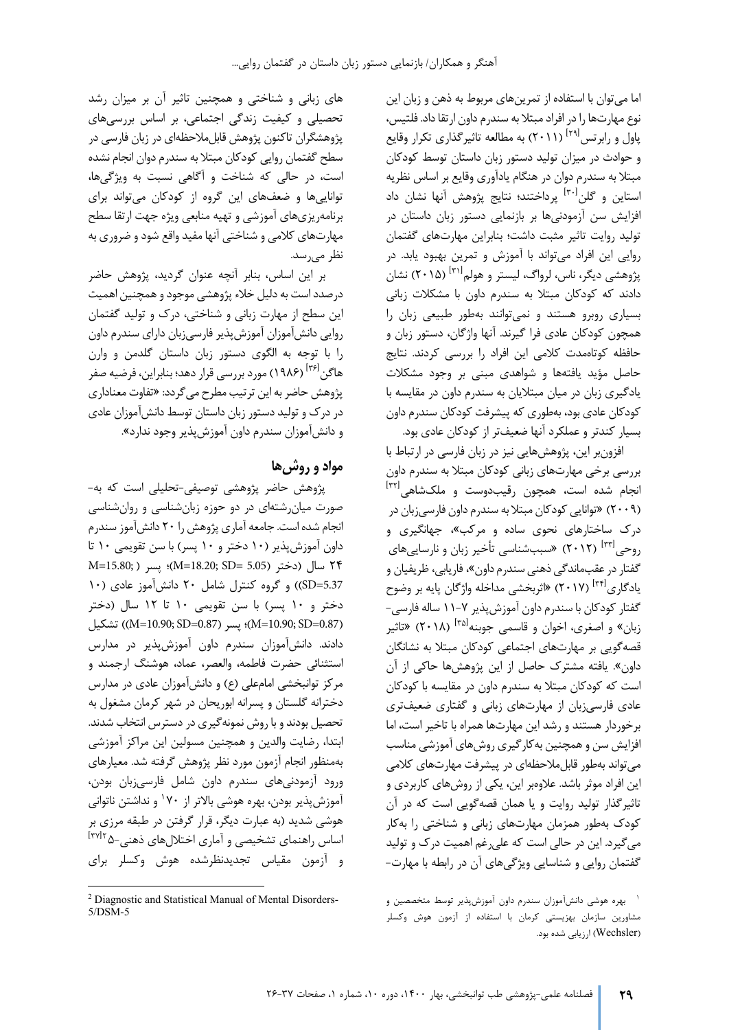اما می‌توان با استفاده از تمرین‌های مربوط به ذهن و زبان این نوع مهارت‌ها را در افراد مبتلا به سندرم داون ارتقا داد. فلتیس، پاول و رابرتس[29] (۲۰۱۱) به مطالعه تاثیرگذاری تکرار وقایع و حوادث در میزان تولید دستور زبان داستان توسط کودکان مبتلا به سندرم داون در هنگام یادآوری وقایع بر اساس نظریه استاین و گلن[30] پرداختند؛ نتایج پژوهش آنها نشان داد افزایش سن آزمودنی‌ها بر بازنمایی دستور زبان داستان در تولید روایت تاثیر مثبت داشت؛ بنابراین مهارت‌های گفتمان روایی این افراد می‌تواند با آموزش و تمرین بهبود یابد. در پژوهشی دیگر، ناس، لرواگ، لیستر و هولم[31] (۲۰۱۵) نشان دادند که کودکان مبتلا به سندرم داون با مشکلات زبانی بسیاری روبرو هستند و نمی‌توانند به‌طور طبیعی زبان را همچون کودکان عادی فرا گیرند. آنها واژگان، دستور زبان و حافظه کوتاه‌مدت کلامی این افراد را بررسی کردند. نتایج حاصل مؤید یافته‌ها و شواهدی مبنی بر وجود مشکلات یادگیری زبان در میان مبتلایان به سندرم داون در مقایسه با کودکان عادی بود، به‌طوری که پیشرفت کودکان سندرم داون بسیار کندتر و عملکرد آنها ضعیف‌تر از کودکان عادی بود.

افزون‌بر این، پژوهش‌هایی نیز در زبان فارسی در ارتباط با بررسی برخی مهارت‌های زبانی کودکان مبتلا به سندرم داون انجام شده است، همچون رقیب‌دوست و ملک‌شاهی[32] (۲۰۰۹) «توانایی کودکان مبتلا به سندرم داون فارسی‌زبان در درک ساختارهای نحوی ساده و مرکب»، جهانگیری و روحی[33] (۲۰۱۲) «سبب‌شناسی تأخیر زبان و نارسایی‌های گفتار در عقب‌ماندگی ذهنی سندرم داون»، فاریابی، ظریفیان و یادگاری[34] (۲۰۱۷) «اثربخشی مداخله واژگان پایه بر وضوح گفتار کودکان با سندرم داون آموزش‌پذیر ۷-۱۱ ساله فارسی-زبان» و اصغری، اخوان و قاسمی جوبنه[35] (۲۰۱۸) «تاثیر قصه‌گویی بر مهارت‌های اجتماعی کودکان مبتلا به نشانگان داون». یافته مشترک حاصل از این پژوهش‌ها حاکی از آن است که کودکان مبتلا به سندرم داون در مقایسه با کودکان عادی فارسی‌زبان از مهارت‌های زبانی و گفتاری ضعیف‌تری برخوردار هستند و رشد این مهارت‌ها همراه با تاخیر است، اما افزایش سن و همچنین به‌کارگیری روش‌های آموزشی مناسب می‌تواند به‌طور قابل‌ملاحظه‌ای در پیشرفت مهارت‌های کلامی این افراد موثر باشد. علاوه‌بر این، یکی از روش‌های کاربردی و تاثیرگذار تولید روایت و یا همان قصه‌گویی است که در آن کودک به‌طور همزمان مهارت‌های زبانی و شناختی را به‌کار می‌گیرد. این در حالی است که علی‌رغم اهمیت درک و تولید گفتمان روایی و شناسایی ویژگی‌های آن در رابطه با مهارت‌های زبانی و شناختی و همچنین تاثیر آن بر میزان رشد تحصیلی و کیفیت زندگی اجتماعی، بر اساس بررسی‌های پژوهشگران تاکنون پژوهش قابل‌ملاحظه‌ای در زبان فارسی در سطح گفتمان روایی کودکان مبتلا به سندرم دوان انجام نشده است، در حالی که شناخت و آگاهی نسبت به ویژگی‌ها، توانایی‌ها و ضعف‌های این گروه از کودکان می‌تواند برای برنامه‌ریزی‌های آموزشی و تهیه منابعی ویژه جهت ارتقا سطح مهارت‌های کلامی و شناختی آنها مفید واقع شود و ضروری به نظر می‌رسد.

بر این اساس، بنابر آنچه عنوان گردید، پژوهش حاضر درصدد است به دلیل خلاء پژوهشی موجود و همچنین اهمیت این سطح از مهارت زبانی و شناختی، درک و تولید گفتمان روایی دانش‌آموزان آموزش‌پذیر فارسی‌زبان دارای سندرم داون را با توجه به الگوی دستور زبان داستان گلدمن و وارن هاگن[36] (۱۹۸۶) مورد بررسی قرار دهد؛ بنابراین، فرضیه صفر پژوهش حاضر به این ترتیب مطرح می‌گردد: «تفاوت معناداری در درک و تولید دستور زبان داستان توسط دانش‌آموزان عادی و دانش‌آموزان سندرم داون آموزش‌پذیر وجود ندارد».

## مواد و روش‌ها

پژوهش حاضر پژوهشی توصیفی-تحلیلی است که به‌صورت میان‌رشته‌ای در دو حوزه زبان‌شناسی و روان‌شناسی انجام شده است. جامعه آماری پژوهش را ۲۰ دانش‌آموز سندرم داون آموزش‌پذیر (۱۰ دختر و ۱۰ پسر) با سن تقویمی ۱۰ تا ۲۴ سال (دختر (M=18.20; SD= 5.05)؛ پسر (M=15.80; SD=5.37)) و گروه کنترل شامل ۲۰ دانش‌آموز عادی (۱۰ دختر و ۱۰ پسر) با سن تقویمی ۱۰ تا ۱۲ سال (دختر (M=10.90; SD=0.87)؛ پسر (M=10.90; SD=0.87)) تشکیل دادند. دانش‌آموزان سندرم داون آموزش‌پذیر در مدارس استثنائی حضرت فاطمه، والعصر، عماد، هوشنگ ارجمند و مرکز توانبخشی امام‌علی (ع) و دانش‌آموزان عادی در مدارس دخترانه گلستان و پسرانه ابوریحان در شهر کرمان مشغول به تحصیل بودند و با روش نمونه‌گیری در دسترس انتخاب شدند. ابتدا، رضایت والدین و همچنین مسولین این مراکز آموزشی به‌منظور انجام آزمون مورد نظر پژوهش گرفته شد. معیارهای ورود آزمودنی‌های سندرم داون شامل فارسی‌زبان بودن، آموزش‌پذیر بودن، بهره هوشی بالاتر از ۷۰[1] و نداشتن ناتوانی هوشی شدید (به عبارت دیگر، قرار گرفتن در طبقه مرزی بر اساس راهنمای تشخیصی و آماری اختلال‌های ذهنی-۵[2][37]) و آزمون مقیاس تجدیدنظرشده هوش وکسلر برای

---

[1] بهره هوشی دانش‌آموزان سندرم داون آموزش‌پذیر توسط متخصصین و مشاورین سازمان بهزیستی کرمان با استفاده از آزمون هوش وکسلر (Wechsler) ارزیابی شده بود.

[2] Diagnostic and Statistical Manual of Mental Disorders-5/DSM-5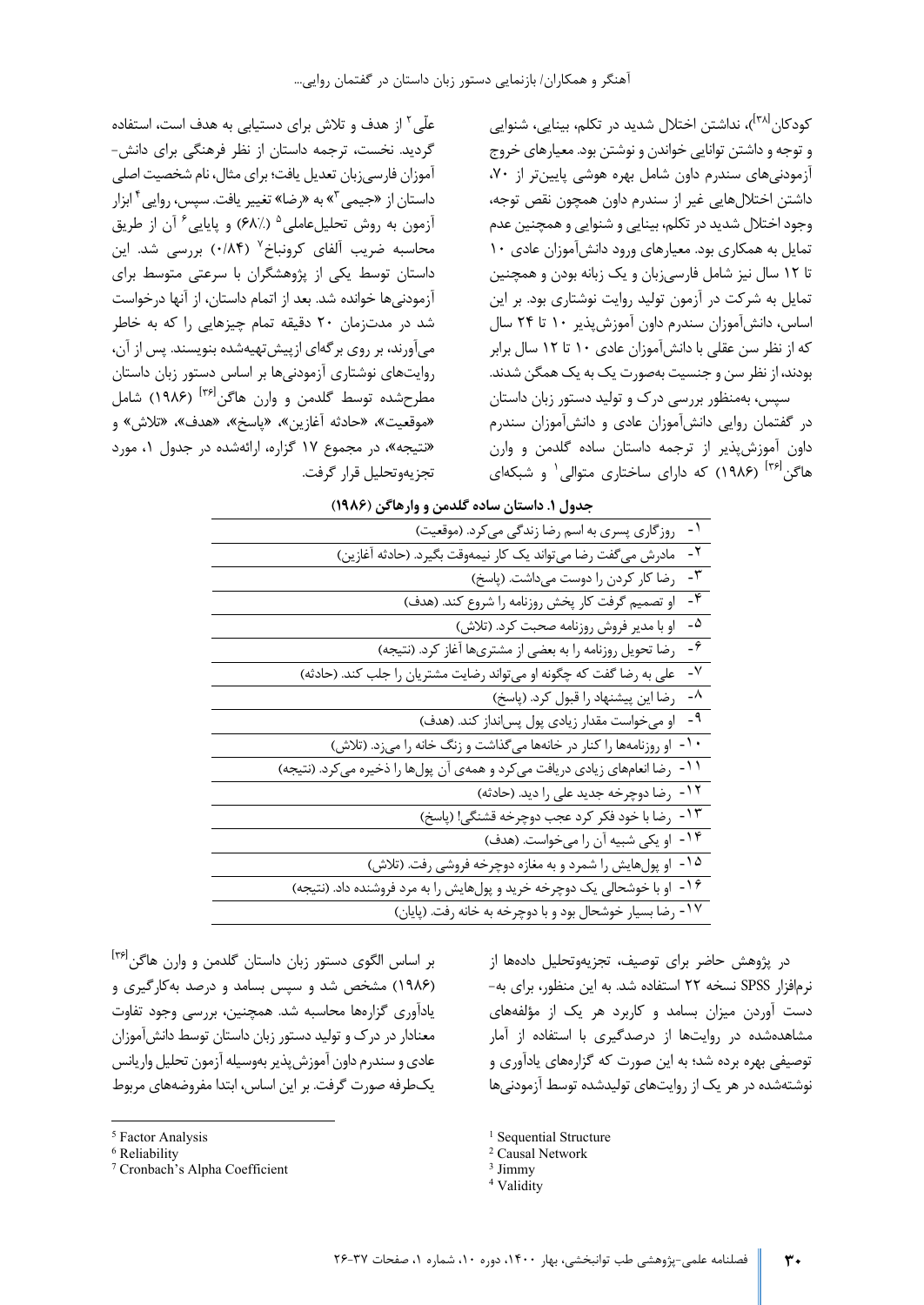کودکان[۳۸]، نداشتن اختلال شدید در تکلم، بینایی، شنوایی و توجه و داشتن توانایی خواندن و نوشتن بود. معیارهای خروج آزمودنی‌های سندرم داون شامل بهره هوشی پایین‌تر از ۷۰، داشتن اختلال‌هایی غیر از سندرم داون همچون نقص توجه، وجود اختلال شدید در تکلم، بینایی و شنوایی و همچنین عدم تمایل به همکاری بود. معیارهای ورود دانش‌آموزان عادی ۱۰ تا ۱۲ سال نیز شامل فارسی‌زبان و یک زبانه بودن و همچنین تمایل به شرکت در آزمون تولید روایت نوشتاری بود. بر این اساس، دانش‌آموزان سندرم داون آموزش‌پذیر ۱۰ تا ۲۴ سال که از نظر سن عقلی با دانش‌آموزان عادی ۱۰ تا ۱۲ سال برابر بودند، از نظر سن و جنسیت به‌صورت یک به یک همگن شدند.

سپس، به‌منظور بررسی درک و تولید دستور زبان داستان در گفتمان روایی دانش‌آموزان عادی و دانش‌آموزان سندرم داون آموزش‌پذیر از ترجمه داستان ساده گلدمن و وارن هاگن[۳۶] (۱۹۸۶) که دارای ساختاری متوالی[1] و شبکه‌ای علّی[2] از هدف و تلاش برای دستیابی به هدف است، استفاده گردید. نخست، ترجمه داستان از نظر فرهنگی برای دانش‌آموزان فارسی‌زبان تعدیل یافت؛ برای مثال، نام شخصیت اصلی داستان از «جیمی[3]» به «رضا» تغییر یافت. سپس، روایی[4] ابزار آزمون به روش تحلیل‌عاملی[5] (۶۸٪) و پایایی[6] آن از طریق محاسبه ضریب آلفای کرونباخ[7] (۰/۸۴) بررسی شد. این داستان توسط یکی از پژوهشگران با سرعتی متوسط برای آزمودنی‌ها خوانده شد. بعد از اتمام داستان، از آنها درخواست شد در مدت‌زمان ۲۰ دقیقه تمام چیزهایی را که به خاطر می‌آورند، بر روی برگه‌ای ازپیش‌تهیه‌شده بنویسند. پس از آن، روایت‌های نوشتاری آزمودنی‌ها بر اساس دستور زبان داستان مطرح‌شده توسط گلدمن و وارن هاگن[۳۶] (۱۹۸۶) شامل «موقعیت»، «حادثه آغازین»، «پاسخ»، «هدف»، «تلاش» و «نتیجه»، در مجموع ۱۷ گزاره، ارائه‌شده در جدول ۱، مورد تجزیه‌وتحلیل قرار گرفت.

**جدول ۱. داستان ساده گلدمن و وارهاگن (۱۹۸۶)**

| |
|---|
| ۱- روزگاری پسری به اسم رضا زندگی می‌کرد. (موقعیت) |
| ۲- مادرش می‌گفت رضا می‌تواند یک کار نیمه‌وقت بگیرد. (حادثه آغازین) |
| ۳- رضا کار کردن را دوست می‌داشت. (پاسخ) |
| ۴- او تصمیم گرفت کار پخش روزنامه را شروع کند. (هدف) |
| ۵- او با مدیر فروش روزنامه صحبت کرد. (تلاش) |
| ۶- رضا تحویل روزنامه را به بعضی از مشتری‌ها آغاز کرد. (نتیجه) |
| ۷- علی به رضا گفت که چگونه او می‌تواند رضایت مشتریان را جلب کند. (حادثه) |
| ۸- رضا این پیشنهاد را قبول کرد. (پاسخ) |
| ۹- او می‌خواست مقدار زیادی پول پس‌انداز کند. (هدف) |
| ۱۰- او روزنامه‌ها را کنار در خانه‌ها می‌گذاشت و زنگ خانه را می‌زد. (تلاش) |
| ۱۱- رضا انعام‌های زیادی دریافت می‌کرد و همه‌ی آن پول‌ها را ذخیره می‌کرد. (نتیجه) |
| ۱۲- رضا دوچرخه جدید علی را دید. (حادثه) |
| ۱۳- رضا با خود فکر کرد عجب دوچرخه قشنگی! (پاسخ) |
| ۱۴- او یکی شبیه آن را می‌خواست. (هدف) |
| ۱۵- او پول‌هایش را شمرد و به مغازه دوچرخه فروشی رفت. (تلاش) |
| ۱۶- او با خوشحالی یک دوچرخه خرید و پول‌هایش را به مرد فروشنده داد. (نتیجه) |
| ۱۷- رضا بسیار خوشحال بود و با دوچرخه به خانه رفت. (پایان) |

در پژوهش حاضر برای توصیف، تجزیه‌وتحلیل داده‌ها از نرم‌افزار SPSS نسخه ۲۲ استفاده شد. به این منظور، برای به‌دست آوردن میزان بسامد و کاربرد هر یک از مؤلفه‌های مشاهده‌شده در روایت‌ها از درصدگیری با استفاده از آمار توصیفی بهره برده شد؛ به این صورت که گزاره‌های یادآوری و نوشته‌شده در هر یک از روایت‌های تولیدشده توسط آزمودنی‌ها بر اساس الگوی دستور زبان داستان گلدمن و وارن هاگن[۳۶] (۱۹۸۶) مشخص شد و سپس بسامد و درصد به‌کارگیری و یادآوری گزاره‌ها محاسبه شد. همچنین، بررسی وجود تفاوت معنادار در درک و تولید دستور زبان داستان توسط دانش‌آموزان عادی و سندرم داون آموزش‌پذیر به‌وسیله آزمون تحلیل واریانس یک‌طرفه صورت گرفت. بر این اساس، ابتدا مفروضه‌های مربوط

---

[1] Sequential Structure
[2] Causal Network
[3] Jimmy
[4] Validity
[5] Factor Analysis
[6] Reliability
[7] Cronbach's Alpha Coefficient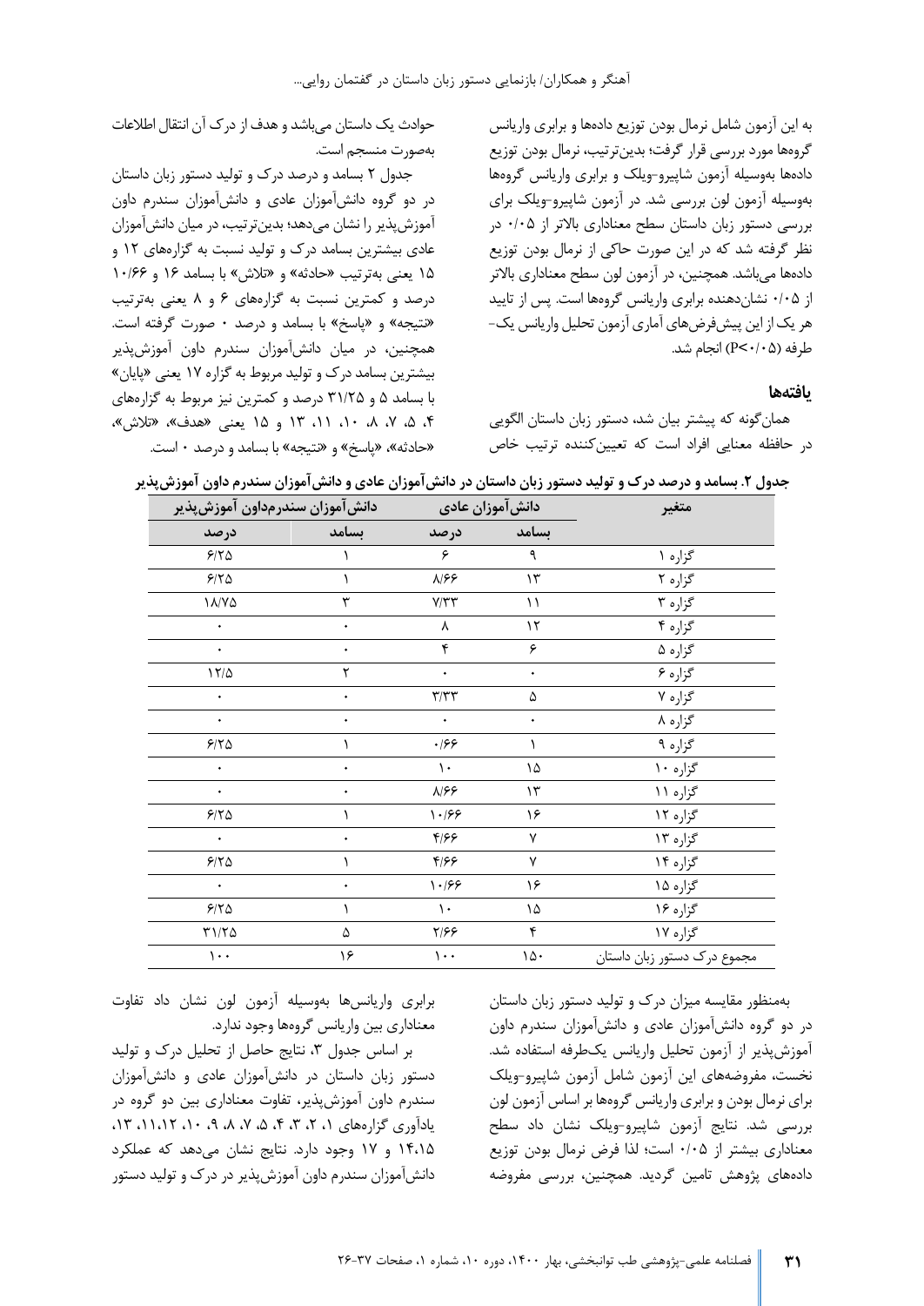به این آزمون شامل نرمال بودن توزیع داده‌ها و برابری واریانس گروه‌ها مورد بررسی قرار گرفت؛ بدین‌ترتیب، نرمال بودن توزیع داده‌ها به‌وسیله آزمون شاپیرو-ویلک و برابری واریانس گروه‌ها به‌وسیله آزمون لون بررسی شد. در آزمون شاپیرو-ویلک برای بررسی دستور زبان داستان سطح معناداری بالاتر از ۰/۰۵ در نظر گرفته شد که در این صورت حاکی از نرمال بودن توزیع داده‌ها می‌باشد. همچنین، در آزمون لون سطح معناداری بالاتر از ۰/۰۵ نشان‌دهنده برابری واریانس گروه‌ها است. پس از تایید هر یک از این پیش‌فرض‌های آماری آزمون تحلیل واریانس یک-طرفه (P<۰/۰۵) انجام شد.

## یافته‌ها

همان‌گونه که پیشتر بیان شد، دستور زبان داستان الگویی در حافظه معنایی افراد است که تعیین‌کننده ترتیب خاص حوادث یک داستان می‌باشد و هدف از درک آن انتقال اطلاعات به‌صورت منسجم است.

جدول ۲ بسامد و درصد درک و تولید دستور زبان داستان در دو گروه دانش‌آموزان عادی و دانش‌آموزان سندرم داون آموزش‌پذیر را نشان می‌دهد؛ بدین‌ترتیب، در میان دانش‌آموزان عادی بیشترین بسامد درک و تولید نسبت به گزاره‌های ۱۲ و ۱۵ یعنی به‌ترتیب «حادثه» و «تلاش» با بسامد ۱۶ و ۱۰/۶۶ درصد و کمترین نسبت به گزاره‌های ۶ و ۸ یعنی به‌ترتیب «نتیجه» و «پاسخ» با بسامد و درصد ۰ صورت گرفته است. همچنین، در میان دانش‌آموزان سندرم داون آموزش‌پذیر بیشترین بسامد درک و تولید مربوط به گزاره ۱۷ یعنی «پایان» با بسامد ۵ و ۳۱/۲۵ درصد و کمترین نیز مربوط به گزاره‌های ۴، ۵، ۷، ۸، ۱۰، ۱۱، ۱۳ و ۱۵ یعنی «هدف»، «تلاش»، «حادثه»، «پاسخ» و «نتیجه» با بسامد و درصد ۰ است.

**جدول ۲. بسامد و درصد درک و تولید دستور زبان داستان در دانش‌آموزان عادی و دانش‌آموزان سندرم داون آموزش‌پذیر**

| متغیر | دانش‌آموزان عادی | | دانش‌آموزان سندرم‌داون آموزش‌پذیر | |
|---|---|---|---|---|
| | بسامد | درصد | بسامد | درصد |
| گزاره ۱ | ۹ | ۶ | ۱ | ۶/۲۵ |
| گزاره ۲ | ۱۳ | ۸/۶۶ | ۱ | ۶/۲۵ |
| گزاره ۳ | ۱۱ | ۷/۳۳ | ۳ | ۱۸/۷۵ |
| گزاره ۴ | ۱۲ | ۸ | ۰ | ۰ |
| گزاره ۵ | ۶ | ۴ | ۰ | ۰ |
| گزاره ۶ | ۰ | ۰ | ۲ | ۱۲/۵ |
| گزاره ۷ | ۵ | ۳/۳۳ | ۰ | ۰ |
| گزاره ۸ | ۰ | ۰ | ۰ | ۰ |
| گزاره ۹ | ۱ | ۰/۶۶ | ۱ | ۶/۲۵ |
| گزاره ۱۰ | ۱۵ | ۱۰ | ۰ | ۰ |
| گزاره ۱۱ | ۱۳ | ۸/۶۶ | ۰ | ۰ |
| گزاره ۱۲ | ۱۶ | ۱۰/۶۶ | ۱ | ۶/۲۵ |
| گزاره ۱۳ | ۷ | ۴/۶۶ | ۰ | ۰ |
| گزاره ۱۴ | ۷ | ۴/۶۶ | ۱ | ۶/۲۵ |
| گزاره ۱۵ | ۱۶ | ۱۰/۶۶ | ۰ | ۰ |
| گزاره ۱۶ | ۱۵ | ۱۰ | ۱ | ۶/۲۵ |
| گزاره ۱۷ | ۴ | ۲/۶۶ | ۵ | ۳۱/۲۵ |
| مجموع درک دستور زبان داستان | ۱۵۰ | ۱۰۰ | ۱۶ | ۱۰۰ |

به‌منظور مقایسه میزان درک و تولید دستور زبان داستان در دو گروه دانش‌آموزان عادی و دانش‌آموزان سندرم داون آموزش‌پذیر از آزمون تحلیل واریانس یک‌طرفه استفاده شد. نخست، مفروضه‌های این آزمون شامل آزمون شاپیرو-ویلک برای نرمال بودن و برابری واریانس گروه‌ها بر اساس آزمون لون بررسی شد. نتایج آزمون شاپیرو-ویلک نشان داد سطح معناداری بیشتر از ۰/۰۵ است؛ لذا فرض نرمال بودن توزیع داده‌های پژوهش تامین گردید. همچنین، بررسی مفروضه برابری واریانس‌ها به‌وسیله آزمون لون نشان داد تفاوت معناداری بین واریانس گروه‌ها وجود ندارد.

بر اساس جدول ۳، نتایج حاصل از تحلیل درک و تولید دستور زبان داستان در دانش‌آموزان عادی و دانش‌آموزان سندرم داون آموزش‌پذیر، تفاوت معناداری بین دو گروه در یادآوری گزاره‌های ۱، ۲، ۳، ۴، ۵، ۷، ۸، ۹، ۱۰، ۱۱،۱۲، ۱۳، ۱۴،۱۵ و ۱۷ وجود دارد. نتایج نشان می‌دهد که عملکرد دانش‌آموزان سندرم داون آموزش‌پذیر در درک و تولید دستور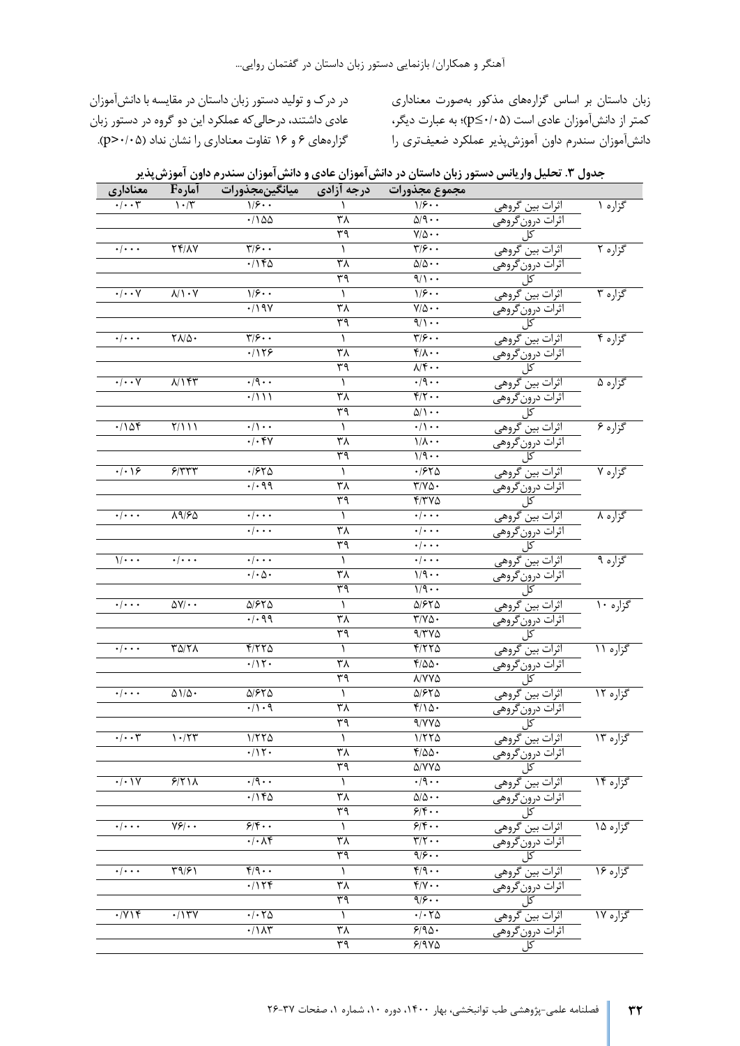زبان داستان بر اساس گزاره‌های مذکور به‌صورت معناداری کمتر از دانش‌آموزان عادی است (p≤۰/۰۵)؛ به عبارت دیگر، دانش‌آموزان سندرم داون آموزش‌پذیر عملکرد ضعیف‌تری را در درک و تولید دستور زبان داستان در مقایسه با دانش‌آموزان عادی داشتند، درحالی‌که عملکرد این دو گروه در دستور زبان گزاره‌های ۶ و ۱۶ تفاوت معناداری را نشان نداد (p>۰/۰۵).

**جدول ۳. تحلیل واریانس دستور زبان داستان در دانش‌آموزان عادی و دانش‌آموزان سندرم داون آموزش‌پذیر**

| | | مجموع مجذورات | درجه آزادی | میانگین‌مجذورات | آماره F | معناداری |
|---|---|---|---|---|---|---|
| گزاره ۱ | اثرات بین گروهی | ۱/۶۰۰ | ۱ | ۱/۶۰۰ | ۱۰/۳ | ۰/۰۰۳ |
| | اثرات درون‌گروهی | ۵/۹۰۰ | ۳۸ | ۰/۱۵۵ | | |
| | کل | ۷/۵۰۰ | ۳۹ | | | |
| گزاره ۲ | اثرات بین گروهی | ۳/۶۰۰ | ۱ | ۳/۶۰۰ | ۲۴/۸۷ | ۰/۰۰۰ |
| | اثرات درون‌گروهی | ۵/۵۰۰ | ۳۸ | ۰/۱۴۵ | | |
| | کل | ۹/۱۰۰ | ۳۹ | | | |
| گزاره ۳ | اثرات بین گروهی | ۱/۶۰۰ | ۱ | ۱/۶۰۰ | ۸/۱۰۷ | ۰/۰۰۷ |
| | اثرات درون‌گروهی | ۷/۵۰۰ | ۳۸ | ۰/۱۹۷ | | |
| | کل | ۹/۱۰۰ | ۳۹ | | | |
| گزاره ۴ | اثرات بین گروهی | ۳/۶۰۰ | ۱ | ۳/۶۰۰ | ۲۸/۵۰ | ۰/۰۰۰ |
| | اثرات درون‌گروهی | ۴/۸۰۰ | ۳۸ | ۰/۱۲۶ | | |
| | کل | ۸/۴۰۰ | ۳۹ | | | |
| گزاره ۵ | اثرات بین گروهی | ۰/۹۰۰ | ۱ | ۰/۹۰۰ | ۸/۱۴۳ | ۰/۰۰۷ |
| | اثرات درون‌گروهی | ۴/۲۰۰ | ۳۸ | ۰/۱۱۱ | | |
| | کل | ۵/۱۰۰ | ۳۹ | | | |
| گزاره ۶ | اثرات بین گروهی | ۰/۱۰۰ | ۱ | ۰/۱۰۰ | ۲/۱۱۱ | ۰/۱۵۴ |
| | اثرات درون‌گروهی | ۱/۸۰۰ | ۳۸ | ۰/۰۴۷ | | |
| | کل | ۱/۹۰۰ | ۳۹ | | | |
| گزاره ۷ | اثرات بین گروهی | ۰/۶۲۵ | ۱ | ۰/۶۲۵ | ۶/۳۳۳ | ۰/۰۱۶ |
| | اثرات درون‌گروهی | ۳/۷۵۰ | ۳۸ | ۰/۰۹۹ | | |
| | کل | ۴/۳۷۵ | ۳۹ | | | |
| گزاره ۸ | اثرات بین گروهی | ۰/۰۰۰ | ۱ | ۰/۰۰۰ | ۸۹/۶۵ | ۰/۰۰۰ |
| | اثرات درون‌گروهی | ۰/۰۰۰ | ۳۸ | ۰/۰۰۰ | | |
| | کل | ۰/۰۰۰ | ۳۹ | | | |
| گزاره ۹ | اثرات بین گروهی | ۰/۰۰۰ | ۱ | ۰/۰۰۰ | ۰/۰۰۰ | ۱/۰۰۰ |
| | اثرات درون‌گروهی | ۱/۹۰۰ | ۳۸ | ۰/۰۵۰ | | |
| | کل | ۱/۹۰۰ | ۳۹ | | | |
| گزاره ۱۰ | اثرات بین گروهی | ۵/۶۲۵ | ۱ | ۵/۶۲۵ | ۵۷/۰۰ | ۰/۰۰۰ |
| | اثرات درون‌گروهی | ۳/۷۵۰ | ۳۸ | ۰/۰۹۹ | | |
| | کل | ۹/۳۷۵ | ۳۹ | | | |
| گزاره ۱۱ | اثرات بین گروهی | ۴/۲۲۵ | ۱ | ۴/۲۲۵ | ۳۵/۲۸ | ۰/۰۰۰ |
| | اثرات درون‌گروهی | ۴/۵۵۰ | ۳۸ | ۰/۱۲۰ | | |
| | کل | ۸/۷۷۵ | ۳۹ | | | |
| گزاره ۱۲ | اثرات بین گروهی | ۵/۶۲۵ | ۱ | ۵/۶۲۵ | ۵۱/۵۰ | ۰/۰۰۰ |
| | اثرات درون‌گروهی | ۴/۱۵۰ | ۳۸ | ۰/۱۰۹ | | |
| | کل | ۹/۷۷۵ | ۳۹ | | | |
| گزاره ۱۳ | اثرات بین گروهی | ۱/۲۲۵ | ۱ | ۱/۲۲۵ | ۱۰/۲۳ | ۰/۰۰۳ |
| | اثرات درون‌گروهی | ۴/۵۵۰ | ۳۸ | ۰/۱۲۰ | | |
| | کل | ۵/۷۷۵ | ۳۹ | | | |
| گزاره ۱۴ | اثرات بین گروهی | ۰/۹۰۰ | ۱ | ۰/۹۰۰ | ۶/۲۱۸ | ۰/۰۱۷ |
| | اثرات درون‌گروهی | ۵/۵۰۰ | ۳۸ | ۰/۱۴۵ | | |
| | کل | ۶/۴۰۰ | ۳۹ | | | |
| گزاره ۱۵ | اثرات بین گروهی | ۶/۴۰۰ | ۱ | ۶/۴۰۰ | ۷۶/۰۰ | ۰/۰۰۰ |
| | اثرات درون‌گروهی | ۳/۲۰۰ | ۳۸ | ۰/۰۸۴ | | |
| | کل | ۹/۶۰۰ | ۳۹ | | | |
| گزاره ۱۶ | اثرات بین گروهی | ۴/۹۰۰ | ۱ | ۴/۹۰۰ | ۳۹/۶۱ | ۰/۰۰۰ |
| | اثرات درون‌گروهی | ۴/۷۰۰ | ۳۸ | ۰/۱۲۴ | | |
| | کل | ۹/۶۰۰ | ۳۹ | | | |
| گزاره ۱۷ | اثرات بین گروهی | ۰/۰۲۵ | ۱ | ۰/۰۲۵ | ۰/۱۳۷ | ۰/۷۱۴ |
| | اثرات درون‌گروهی | ۶/۹۵۰ | ۳۸ | ۰/۱۸۳ | | |
| | کل | ۶/۹۷۵ | ۳۹ | | | |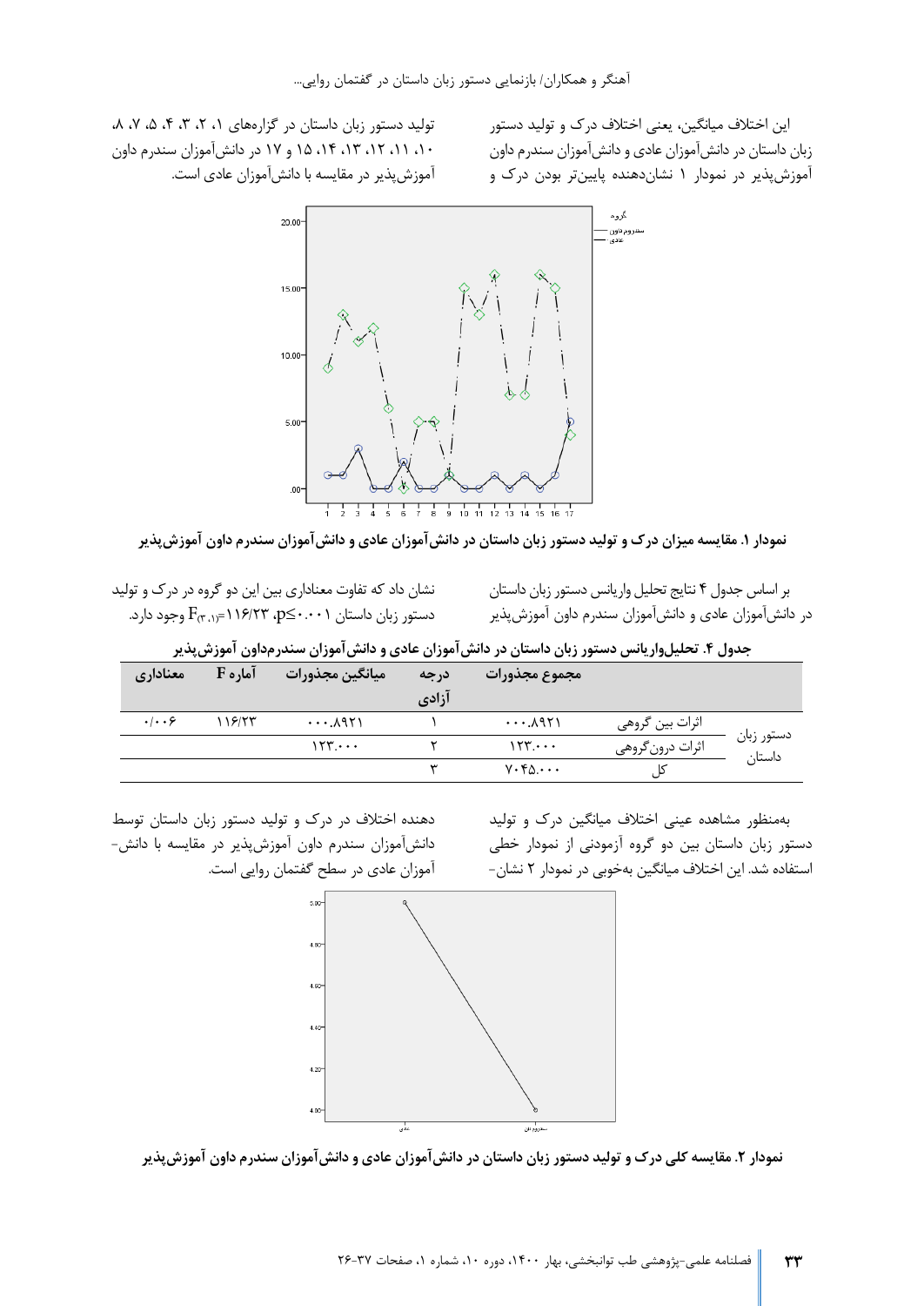این اختلاف میانگین، یعنی اختلاف درک و تولید دستور زبان داستان در دانش‌آموزان عادی و دانش‌آموزان سندرم داون آموزش‌پذیر در نمودار ۱ نشان‌دهنده پایین‌تر بودن درک و تولید دستور زبان داستان در گزاره‌های ۱، ۲، ۳، ۴، ۵، ۷، ۸، ۱۰، ۱۱، ۱۲، ۱۳، ۱۴، ۱۵ و ۱۷ در دانش‌آموزان سندرم داون آموزش‌پذیر در مقایسه با دانش‌آموزان عادی است.

**نمودار ۱. مقایسه میزان درک و تولید دستور زبان داستان در دانش‌آموزان عادی و دانش‌آموزان سندرم داون آموزش‌پذیر**

بر اساس جدول ۴ نتایج تحلیل واریانس دستور زبان داستان در دانش‌آموزان عادی و دانش‌آموزان سندرم داون آموزش‌پذیر نشان داد که تفاوت معناداری بین این دو گروه در درک و تولید دستور زبان داستان $p\leq0.001$، $F_{(3,1)}=116/23$ وجود دارد.

**جدول ۴. تحلیل‌واریانس دستور زبان داستان در دانش‌آموزان عادی و دانش‌آموزان سندرم‌داون آموزش‌پذیر**

| | | مجموع مجذورات | درجه آزادی | میانگین مجذورات | آماره F | معناداری |
|---|---|---|---|---|---|---|
| دستور زبان داستان | اثرات بین گروهی | ۰۰۰.۸۹۲۱ | ۱ | ۰۰۰.۸۹۲۱ | ۱۱۶/۲۳ | ۰/۰۰۶ |
| | اثرات درون‌گروهی | ۱۲۳.۰۰۰ | ۲ | ۱۲۳.۰۰۰ | | |
| | کل | ۷۰۴۵.۰۰۰ | ۳ | | | |

به‌منظور مشاهده عینی اختلاف میانگین درک و تولید دستور زبان داستان بین دو گروه آزمودنی از نمودار خطی استفاده شد. این اختلاف میانگین به‌خوبی در نمودار ۲ نشان‌دهنده اختلاف در درک و تولید دستور زبان داستان توسط دانش‌آموزان سندرم داون آموزش‌پذیر در مقایسه با دانش‌آموزان عادی در سطح گفتمان روایی است.

**نمودار ۲. مقایسه کلی درک و تولید دستور زبان داستان در دانش‌آموزان عادی و دانش‌آموزان سندرم داون آموزش‌پذیر**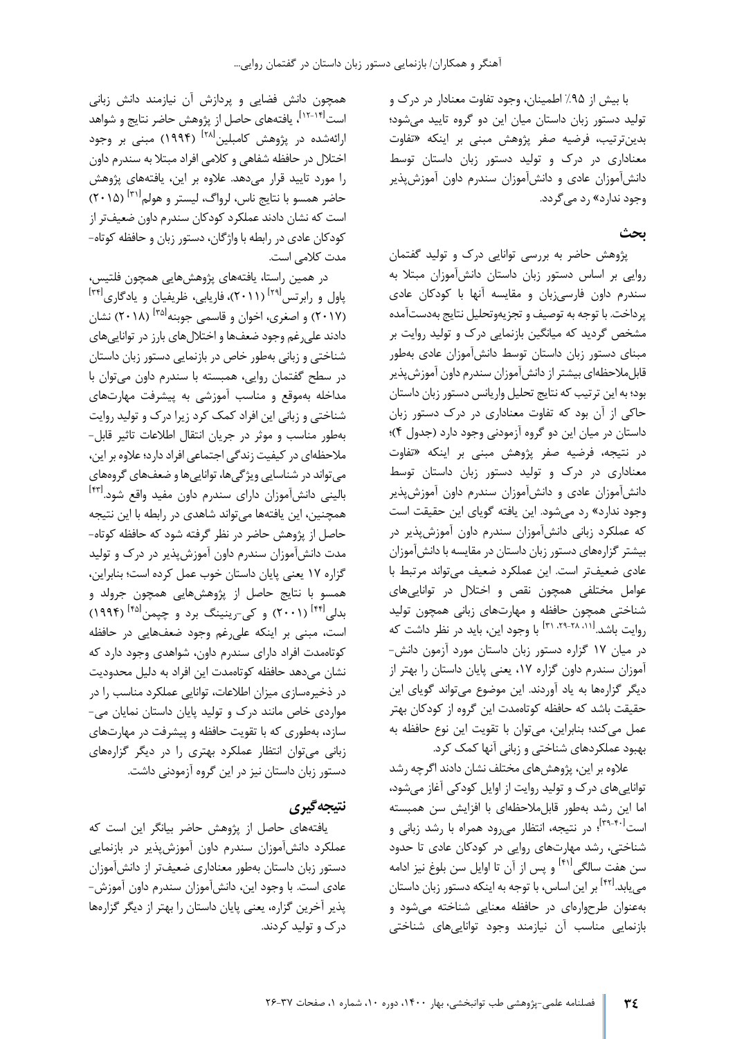با بیش از ۹۵٪ اطمینان، وجود تفاوت معنادار در درک و تولید دستور زبان داستان میان این دو گروه تایید می‌شود؛ بدین‌ترتیب، فرضیه صفر پژوهش مبنی بر اینکه «تفاوت معناداری در درک و تولید دستور زبان داستان توسط دانش‌آموزان عادی و دانش‌آموزان سندرم داون آموزش‌پذیر وجود ندارد» رد می‌گردد.

## بحث

پژوهش حاضر به بررسی توانایی درک و تولید گفتمان روایی بر اساس دستور زبان داستان دانش‌آموزان مبتلا به سندرم داون فارسی‌زبان و مقایسه آنها با کودکان عادی پرداخت. با توجه به توصیف و تجزیه‌وتحلیل نتایج به‌دست‌آمده مشخص گردید که میانگین بازنمایی درک و تولید روایت بر مبنای دستور زبان داستان توسط دانش‌آموزان عادی به‌طور قابل‌ملاحظه‌ای بیشتر از دانش‌آموزان سندرم داون آموزش‌پذیر بود؛ به این ترتیب که نتایج تحلیل واریانس دستور زبان داستان حاکی از آن بود که تفاوت معناداری در درک دستور زبان داستان در میان این دو گروه آزمودنی وجود دارد (جدول ۴)؛ در نتیجه، فرضیه صفر پژوهش مبنی بر اینکه «تفاوت معناداری در درک و تولید دستور زبان داستان توسط دانش‌آموزان عادی و دانش‌آموزان سندرم داون آموزش‌پذیر وجود ندارد» رد می‌شود. این یافته گویای این حقیقت است که عملکرد زبانی دانش‌آموزان سندرم داون آموزش‌پذیر در بیشتر گزاره‌های دستور زبان داستان در مقایسه با دانش‌آموزان عادی ضعیف‌تر است. این عملکرد ضعیف می‌تواند مرتبط با عوامل مختلفی همچون نقص و اختلال در توانایی‌های شناختی همچون حافظه و مهارت‌های زبانی همچون تولید روایت باشد.[۱۱، ۲۸-۲۹، ۳۱] با وجود این، باید در نظر داشت که در میان ۱۷ گزاره دستور زبان داستان مورد آزمون دانش‌آموزان سندرم داون گزاره ۱۷، یعنی پایان داستان را بهتر از دیگر گزاره‌ها به یاد آوردند. این موضوع می‌تواند گویای این حقیقت باشد که حافظه کوتاه‌مدت این گروه از کودکان بهتر عمل می‌کند؛ بنابراین، می‌توان با تقویت این نوع حافظه به بهبود عملکردهای شناختی و زبانی آنها کمک کرد.

علاوه بر این، پژوهش‌های مختلف نشان دادند اگرچه رشد توانایی‌های درک و تولید روایت از اوایل کودکی آغاز می‌شود، اما این رشد به‌طور قابل‌ملاحظه‌ای با افزایش سن همبسته است[۳۹-۴۰]؛ در نتیجه، انتظار می‌رود همراه با رشد زبانی و شناختی، رشد مهارت‌های روایی در کودکان عادی تا حدود سن هفت سالگی[۴۱] و پس از آن تا اوایل سن بلوغ نیز ادامه می‌یابد.[۴۲] بر این اساس، با توجه به اینکه دستور زبان داستان به‌عنوان طرحواره‌ای در حافظه معنایی شناخته می‌شود و بازنمایی مناسب آن نیازمند وجود توانایی‌های شناختی همچون دانش فضایی و پردازش آن نیازمند دانش زبانی است[۱۲-۱۴]، یافته‌های حاصل از پژوهش حاضر نتایج و شواهد ارائه‌شده در پژوهش کامبلین[۲۸] (۱۹۹۴) مبنی بر وجود اختلال در حافظه شفاهی و کلامی افراد مبتلا به سندرم داون را مورد تایید قرار می‌دهد. علاوه بر این، یافته‌های پژوهش حاضر همسو با نتایج ناس، لرواگ، لیستر و هولم[۳۱] (۲۰۱۵) است که نشان دادند عملکرد کودکان سندرم داون ضعیف‌تر از کودکان عادی در رابطه با واژگان، دستور زبان و حافظه کوتاه‌مدت کلامی است.

در همین راستا، یافته‌های پژوهش‌هایی همچون فلتیس، پاول و رابرتس[۲۹] (۲۰۱۱)، فاریابی، ظریفیان و یادگاری[۳۴] (۲۰۱۷) و اصغری، اخوان و قاسمی جوبنه[۳۵] (۲۰۱۸) نشان دادند علی‌رغم وجود ضعف‌ها و اختلال‌های بارز در توانایی‌های شناختی و زبانی به‌طور خاص در بازنمایی دستور زبان داستان در سطح گفتمان روایی، همبسته با سندرم داون می‌توان با مداخله به‌موقع و مناسب آموزشی به پیشرفت مهارت‌های شناختی و زبانی این افراد کمک کرد زیرا درک و تولید روایت به‌طور مناسب و موثر در جریان انتقال اطلاعات تاثیر قابل‌ملاحظه‌ای در کیفیت زندگی اجتماعی افراد دارد؛ علاوه بر این، می‌تواند در شناسایی ویژگی‌ها، توانایی‌ها و ضعف‌های گروه‌های بالینی دانش‌آموزان دارای سندرم داون مفید واقع شود.[۴۳] همچنین، این یافته‌ها می‌تواند شاهدی در رابطه با این نتیجه حاصل از پژوهش حاضر در نظر گرفته شود که حافظه کوتاه‌مدت دانش‌آموزان سندرم داون آموزش‌پذیر در درک و تولید گزاره ۱۷ یعنی پایان داستان خوب عمل کرده است؛ بنابراین، همسو با نتایج حاصل از پژوهش‌هایی همچون جرولد و بدلی[۴۴] (۲۰۰۱) و کی-رینینگ برد و چپمن[۴۵] (۱۹۹۴) است، مبنی بر اینکه علی‌رغم وجود ضعف‌هایی در حافظه کوتاه‌مدت افراد دارای سندرم داون، شواهدی وجود دارد که نشان می‌دهد حافظه کوتاه‌مدت این افراد به دلیل محدودیت در ذخیره‌سازی میزان اطلاعات، توانایی عملکرد مناسب را در مواردی خاص مانند درک و تولید پایان داستان نمایان می‌سازد، به‌طوری که با تقویت حافظه و پیشرفت در مهارت‌های زبانی می‌توان انتظار عملکرد بهتری را در دیگر گزاره‌های دستور زبان داستان نیز در این گروه آزمودنی داشت.

## نتیجه‌گیری

یافته‌های حاصل از پژوهش حاضر بیانگر این است که عملکرد دانش‌آموزان سندرم داون آموزش‌پذیر در بازنمایی دستور زبان داستان به‌طور معناداری ضعیف‌تر از دانش‌آموزان عادی است. با وجود این، دانش‌آموزان سندرم داون آموزش‌پذیر آخرین گزاره، یعنی پایان داستان را بهتر از دیگر گزاره‌ها درک و تولید کردند.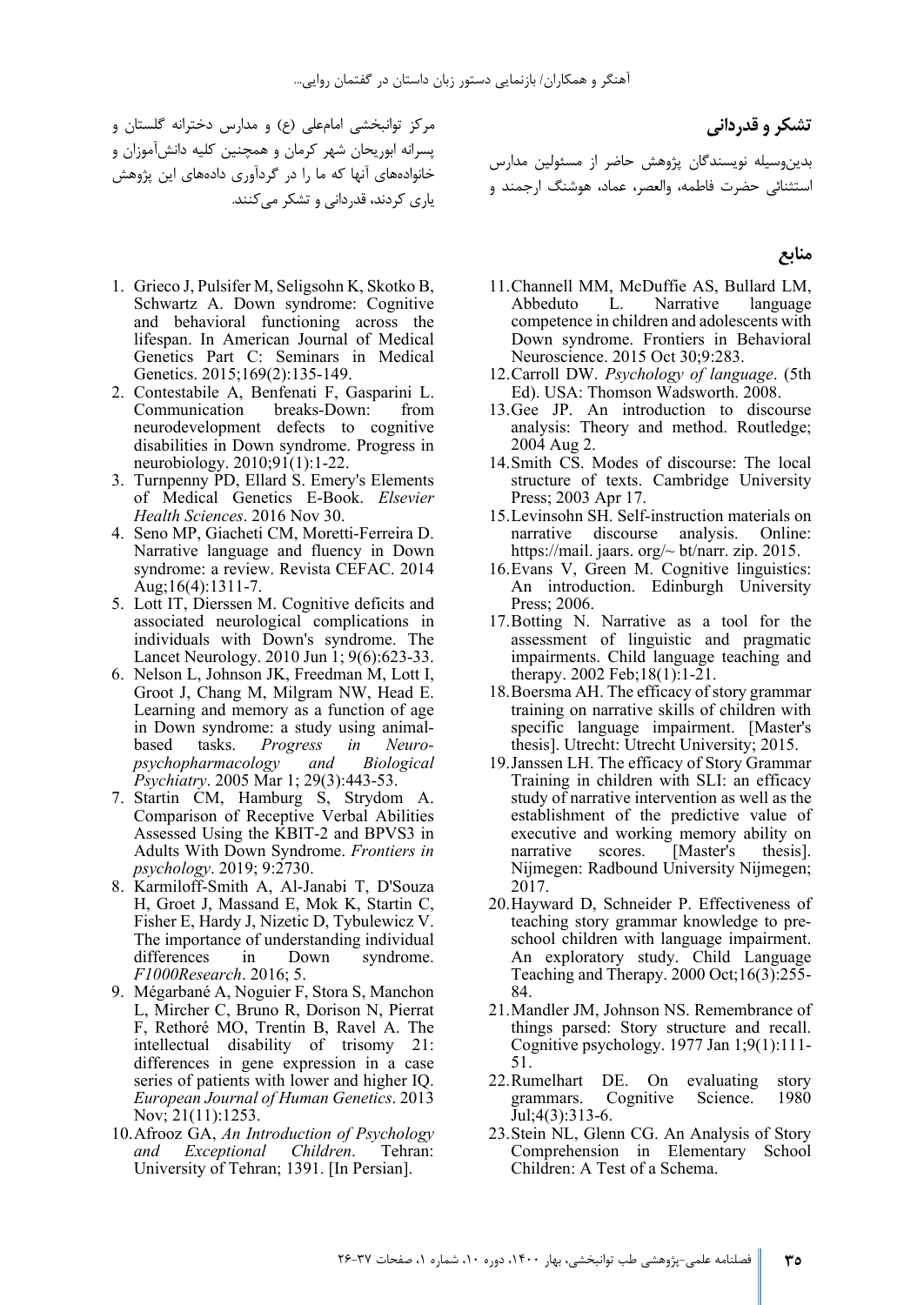## تشکر و قدردانی

بدین‌وسیله نویسندگان پژوهش حاضر از مسئولین مدارس استثنائی حضرت فاطمه، والعصر، عماد، هوشنگ ارجمند و مرکز توانبخشی امام‌علی (ع) و مدارس دخترانه گلستان و پسرانه ابوریحان شهر کرمان و همچنین کلیه دانش‌آموزان و خانواده‌های آنها که ما را در گردآوری داده‌های این پژوهش یاری کردند، قدردانی و تشکر می‌کنند.

## منابع

1. Grieco J, Pulsifer M, Seligsohn K, Skotko B, Schwartz A. Down syndrome: Cognitive and behavioral functioning across the lifespan. In American Journal of Medical Genetics Part C: Seminars in Medical Genetics. 2015;169(2):135-149.
2. Contestabile A, Benfenati F, Gasparini L. Communication breaks-Down: from neurodevelopment defects to cognitive disabilities in Down syndrome. Progress in neurobiology. 2010;91(1):1-22.
3. Turnpenny PD, Ellard S. Emery's Elements of Medical Genetics E-Book. *Elsevier Health Sciences*. 2016 Nov 30.
4. Seno MP, Giacheti CM, Moretti-Ferreira D. Narrative language and fluency in Down syndrome: a review. Revista CEFAC. 2014 Aug;16(4):1311-7.
5. Lott IT, Dierssen M. Cognitive deficits and associated neurological complications in individuals with Down's syndrome. The Lancet Neurology. 2010 Jun 1; 9(6):623-33.
6. Nelson L, Johnson JK, Freedman M, Lott I, Groot J, Chang M, Milgram NW, Head E. Learning and memory as a function of age in Down syndrome: a study using animal-based tasks. *Progress in Neuro-psychopharmacology and Biological Psychiatry*. 2005 Mar 1; 29(3):443-53.
7. Startin CM, Hamburg S, Strydom A. Comparison of Receptive Verbal Abilities Assessed Using the KBIT-2 and BPVS3 in Adults With Down Syndrome. *Frontiers in psychology*. 2019; 9:2730.
8. Karmiloff-Smith A, Al-Janabi T, D'Souza H, Groet J, Massand E, Mok K, Startin C, Fisher E, Hardy J, Nizetic D, Tybulewicz V. The importance of understanding individual differences in Down syndrome. *F1000Research*. 2016; 5.
9. Mégarbané A, Noguier F, Stora S, Manchon L, Mircher C, Bruno R, Dorison N, Pierrat F, Rethoré MO, Trentin B, Ravel A. The intellectual disability of trisomy 21: differences in gene expression in a case series of patients with lower and higher IQ. *European Journal of Human Genetics*. 2013 Nov; 21(11):1253.
10. Afrooz GA, *An Introduction of Psychology and Exceptional Children*. Tehran: University of Tehran; 1391. [In Persian].
11. Channell MM, McDuffie AS, Bullard LM, Abbeduto L. Narrative language competence in children and adolescents with Down syndrome. Frontiers in Behavioral Neuroscience. 2015 Oct 30;9:283.
12. Carroll DW. *Psychology of language*. (5th Ed). USA: Thomson Wadsworth. 2008.
13. Gee JP. An introduction to discourse analysis: Theory and method. Routledge; 2004 Aug 2.
14. Smith CS. Modes of discourse: The local structure of texts. Cambridge University Press; 2003 Apr 17.
15. Levinsohn SH. Self-instruction materials on narrative discourse analysis. Online: https://mail. jaars. org/~ bt/narr. zip. 2015.
16. Evans V, Green M. Cognitive linguistics: An introduction. Edinburgh University Press; 2006.
17. Botting N. Narrative as a tool for the assessment of linguistic and pragmatic impairments. Child language teaching and therapy. 2002 Feb;18(1):1-21.
18. Boersma AH. The efficacy of story grammar training on narrative skills of children with specific language impairment. [Master's thesis]. Utrecht: Utrecht University; 2015.
19. Janssen LH. The efficacy of Story Grammar Training in children with SLI: an efficacy study of narrative intervention as well as the establishment of the predictive value of executive and working memory ability on narrative scores. [Master's thesis]. Nijmegen: Radbound University Nijmegen; 2017.
20. Hayward D, Schneider P. Effectiveness of teaching story grammar knowledge to pre-school children with language impairment. An exploratory study. Child Language Teaching and Therapy. 2000 Oct;16(3):255-84.
21. Mandler JM, Johnson NS. Remembrance of things parsed: Story structure and recall. Cognitive psychology. 1977 Jan 1;9(1):111-51.
22. Rumelhart DE. On evaluating story grammars. Cognitive Science. 1980 Jul;4(3):313-6.
23. Stein NL, Glenn CG. An Analysis of Story Comprehension in Elementary School Children: A Test of a Schema.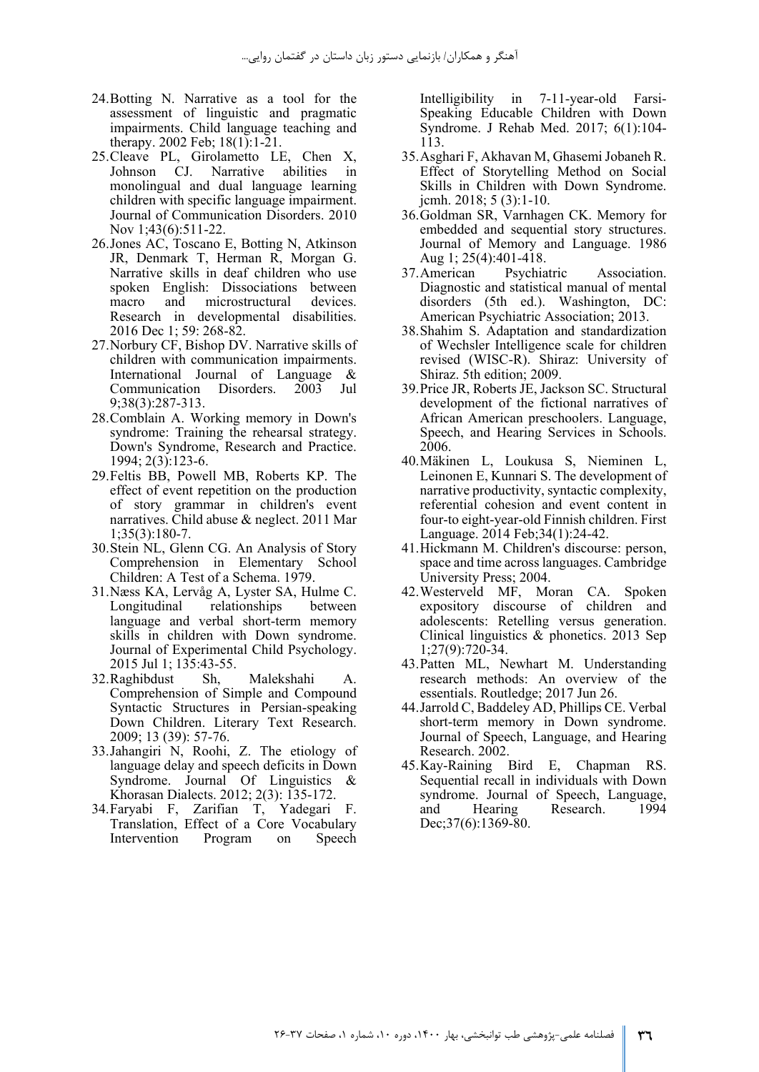24. Botting N. Narrative as a tool for the assessment of linguistic and pragmatic impairments. Child language teaching and therapy. 2002 Feb; 18(1):1-21.
25. Cleave PL, Girolametto LE, Chen X, Johnson CJ. Narrative abilities in monolingual and dual language learning children with specific language impairment. Journal of Communication Disorders. 2010 Nov 1;43(6):511-22.
26. Jones AC, Toscano E, Botting N, Atkinson JR, Denmark T, Herman R, Morgan G. Narrative skills in deaf children who use spoken English: Dissociations between macro and microstructural devices. Research in developmental disabilities. 2016 Dec 1; 59: 268-82.
27. Norbury CF, Bishop DV. Narrative skills of children with communication impairments. International Journal of Language & Communication Disorders. 2003 Jul 9;38(3):287-313.
28. Comblain A. Working memory in Down's syndrome: Training the rehearsal strategy. Down's Syndrome, Research and Practice. 1994; 2(3):123-6.
29. Feltis BB, Powell MB, Roberts KP. The effect of event repetition on the production of story grammar in children's event narratives. Child abuse & neglect. 2011 Mar 1;35(3):180-7.
30. Stein NL, Glenn CG. An Analysis of Story Comprehension in Elementary School Children: A Test of a Schema. 1979.
31. Næss KA, Lervåg A, Lyster SA, Hulme C. Longitudinal relationships between language and verbal short-term memory skills in children with Down syndrome. Journal of Experimental Child Psychology. 2015 Jul 1; 135:43-55.
32. Raghibdust Sh, Malekshahi A. Comprehension of Simple and Compound Syntactic Structures in Persian-speaking Down Children. Literary Text Research. 2009; 13 (39): 57-76.
33. Jahangiri N, Roohi, Z. The etiology of language delay and speech deficits in Down Syndrome. Journal Of Linguistics & Khorasan Dialects. 2012; 2(3): 135-172.
34. Faryabi F, Zarifian T, Yadegari F. Translation, Effect of a Core Vocabulary Intervention Program on Speech Intelligibility in 7-11-year-old Farsi-Speaking Educable Children with Down Syndrome. J Rehab Med. 2017; 6(1):104-113.
35. Asghari F, Akhavan M, Ghasemi Jobaneh R. Effect of Storytelling Method on Social Skills in Children with Down Syndrome. jcmh. 2018; 5 (3):1-10.
36. Goldman SR, Varnhagen CK. Memory for embedded and sequential story structures. Journal of Memory and Language. 1986 Aug 1; 25(4):401-418.
37. American Psychiatric Association. Diagnostic and statistical manual of mental disorders (5th ed.). Washington, DC: American Psychiatric Association; 2013.
38. Shahim S. Adaptation and standardization of Wechsler Intelligence scale for children revised (WISC-R). Shiraz: University of Shiraz. 5th edition; 2009.
39. Price JR, Roberts JE, Jackson SC. Structural development of the fictional narratives of African American preschoolers. Language, Speech, and Hearing Services in Schools. 2006.
40. Mäkinen L, Loukusa S, Nieminen L, Leinonen E, Kunnari S. The development of narrative productivity, syntactic complexity, referential cohesion and event content in four-to eight-year-old Finnish children. First Language. 2014 Feb;34(1):24-42.
41. Hickmann M. Children's discourse: person, space and time across languages. Cambridge University Press; 2004.
42. Westerveld MF, Moran CA. Spoken expository discourse of children and adolescents: Retelling versus generation. Clinical linguistics & phonetics. 2013 Sep 1;27(9):720-34.
43. Patten ML, Newhart M. Understanding research methods: An overview of the essentials. Routledge; 2017 Jun 26.
44. Jarrold C, Baddeley AD, Phillips CE. Verbal short-term memory in Down syndrome. Journal of Speech, Language, and Hearing Research. 2002.
45. Kay-Raining Bird E, Chapman RS. Sequential recall in individuals with Down syndrome. Journal of Speech, Language, and Hearing Research. 1994 Dec;37(6):1369-80.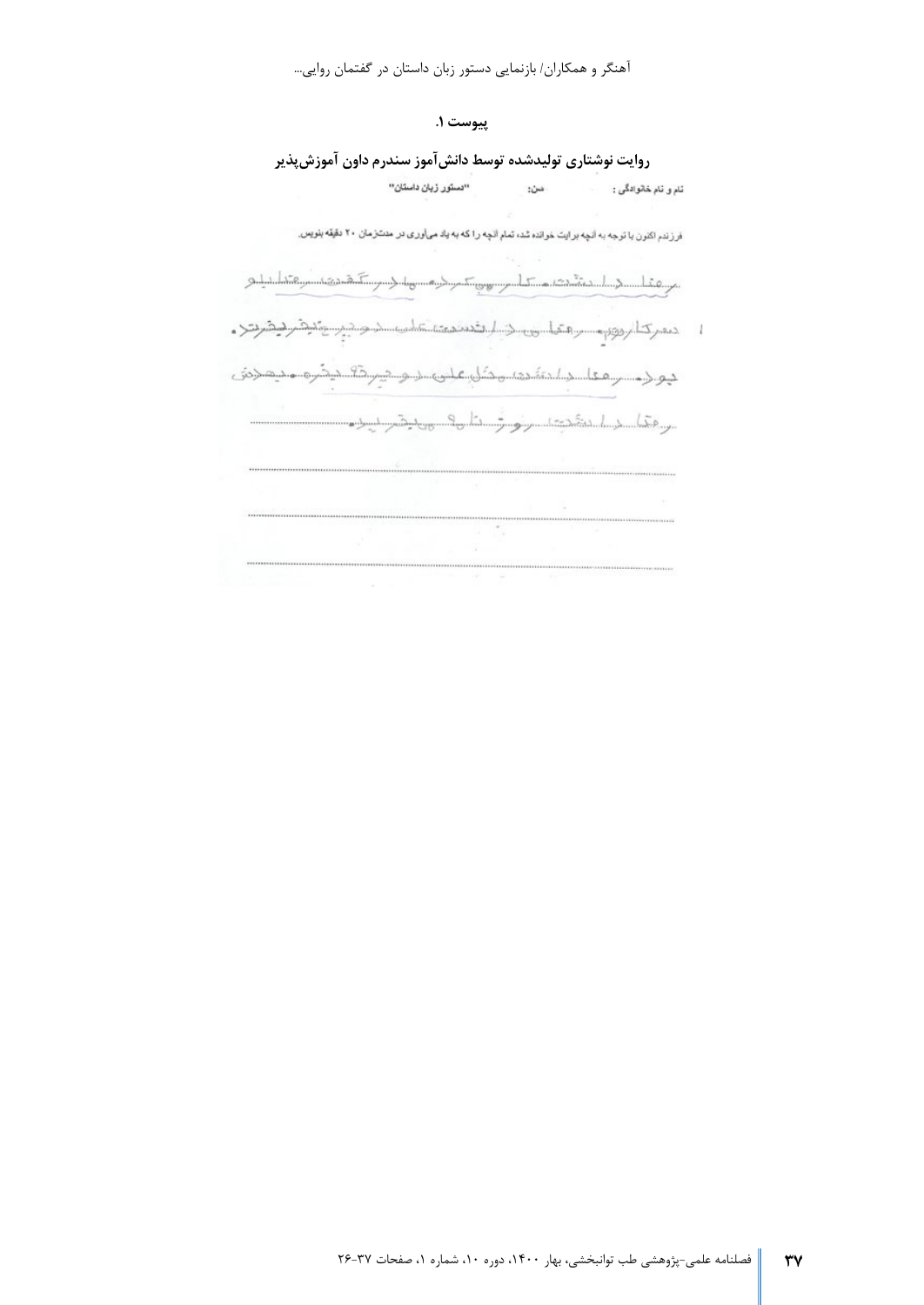## پیوست ۱.

### روایت نوشتاری تولیدشده توسط دانش‌آموز سندرم داون آموزش‌پذیر

نام و نام خانوادگی :                سن:                "دستور زبان داستان"

فرزندم اکنون با توجه به آنچه برایت خوانده شد، تمام آنچه را که به یاد می‌آوری در مدت‌زمان ۲۰ دقیقه بنویس.